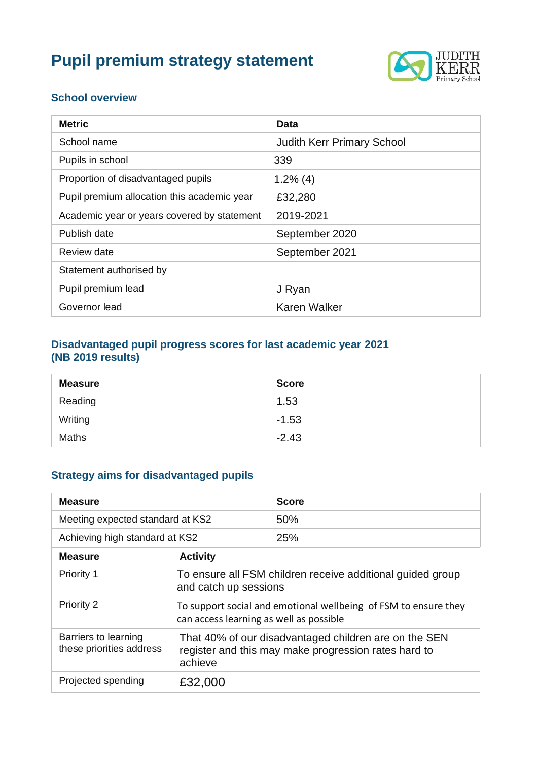# Pupil premium strategy statement

## School overview

| Metric | Data |
|---|---|
| School name | Judith Kerr Primary School |
| Pupils in school | 339 |
| Proportion of disadvantaged pupils | 1.2% (4) |
| Pupil premium allocation this academic year | £32,280 |
| Academic year or years covered by statement | 2019-2021 |
| Publish date | September 2020 |
| Review date | September 2021 |
| Statement authorised by | |
| Pupil premium lead | J Ryan |
| Governor lead | Karen Walker |

## Disadvantaged pupil progress scores for last academic year 2021 (NB 2019 results)

| Measure | Score |
|---|---|
| Reading | 1.53 |
| Writing | -1.53 |
| Maths | -2.43 |

## Strategy aims for disadvantaged pupils

| Measure | Score |
|---|---|
| Meeting expected standard at KS2 | 50% |
| Achieving high standard at KS2 | 25% |

| Measure | Activity |
|---|---|
| Priority 1 | To ensure all FSM children receive additional guided group and catch up sessions |
| Priority 2 | To support social and emotional wellbeing of FSM to ensure they can access learning as well as possible |
| Barriers to learning these priorities address | That 40% of our disadvantaged children are on the SEN register and this may make progression rates hard to achieve |
| Projected spending | £32,000 |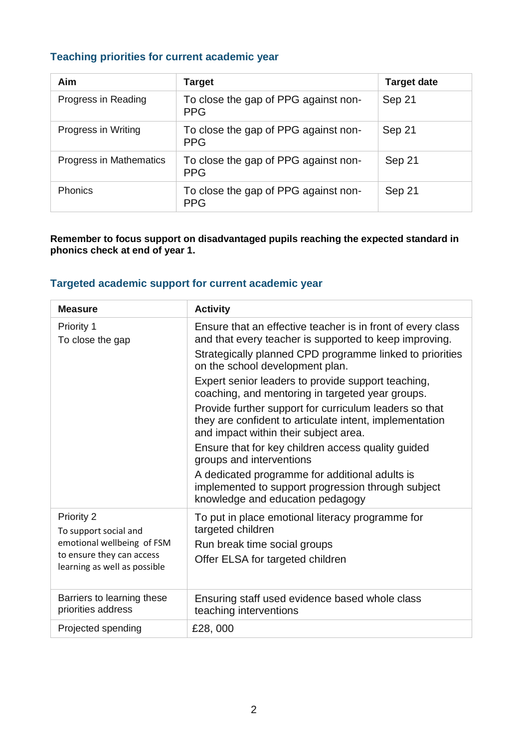## Teaching priorities for current academic year

| Aim | Target | Target date |
|---|---|---|
| Progress in Reading | To close the gap of PPG against non-PPG | Sep 21 |
| Progress in Writing | To close the gap of PPG against non-PPG | Sep 21 |
| Progress in Mathematics | To close the gap of PPG against non-PPG | Sep 21 |
| Phonics | To close the gap of PPG against non-PPG | Sep 21 |

**Remember to focus support on disadvantaged pupils reaching the expected standard in phonics check at end of year 1.**

## Targeted academic support for current academic year

| Measure | Activity |
|---|---|
| Priority 1<br>To close the gap | Ensure that an effective teacher is in front of every class and that every teacher is supported to keep improving.<br>Strategically planned CPD programme linked to priorities on the school development plan.<br>Expert senior leaders to provide support teaching, coaching, and mentoring in targeted year groups.<br>Provide further support for curriculum leaders so that they are confident to articulate intent, implementation and impact within their subject area.<br>Ensure that for key children access quality guided groups and interventions<br>A dedicated programme for additional adults is implemented to support progression through subject knowledge and education pedagogy |
| Priority 2<br>To support social and emotional wellbeing of FSM to ensure they can access learning as well as possible | To put in place emotional literacy programme for targeted children<br>Run break time social groups<br>Offer ELSA for targeted children |
| Barriers to learning these priorities address | Ensuring staff used evidence based whole class teaching interventions |
| Projected spending | £28, 000 |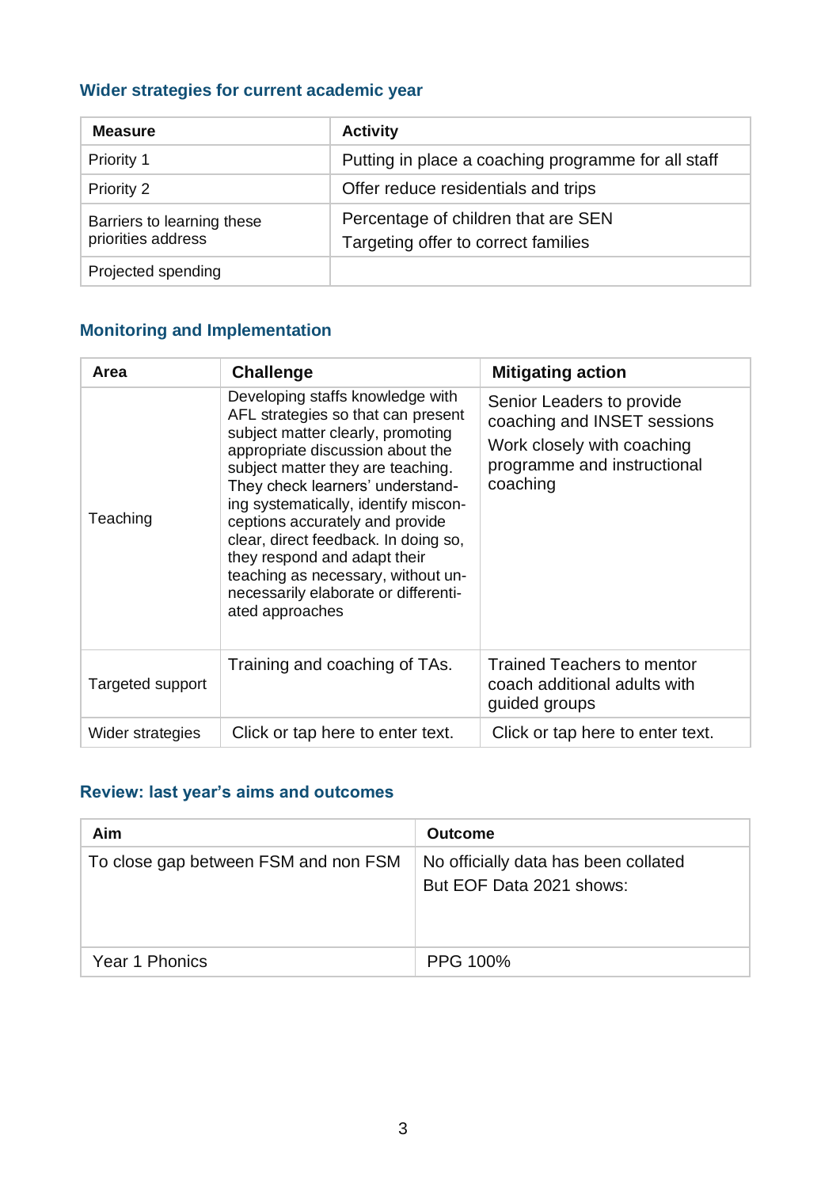### Wider strategies for current academic year

| Measure | Activity |
|---|---|
| Priority 1 | Putting in place a coaching programme for all staff |
| Priority 2 | Offer reduce residentials and trips |
| Barriers to learning these priorities address | Percentage of children that are SEN<br>Targeting offer to correct families |
| Projected spending | |

### Monitoring and Implementation

| Area | Challenge | Mitigating action |
|---|---|---|
| Teaching | Developing staffs knowledge with AFL strategies so that can present subject matter clearly, promoting appropriate discussion about the subject matter they are teaching. They check learners' understanding systematically, identify misconceptions accurately and provide clear, direct feedback. In doing so, they respond and adapt their teaching as necessary, without unnecessarily elaborate or differentiated approaches | Senior Leaders to provide coaching and INSET sessions<br>Work closely with coaching programme and instructional coaching |
| Targeted support | Training and coaching of TAs. | Trained Teachers to mentor coach additional adults with guided groups |
| Wider strategies | Click or tap here to enter text. | Click or tap here to enter text. |

### Review: last year's aims and outcomes

| Aim | Outcome |
|---|---|
| To close gap between FSM and non FSM | No officially data has been collated<br>But EOF Data 2021 shows: |
| Year 1 Phonics | PPG 100% |